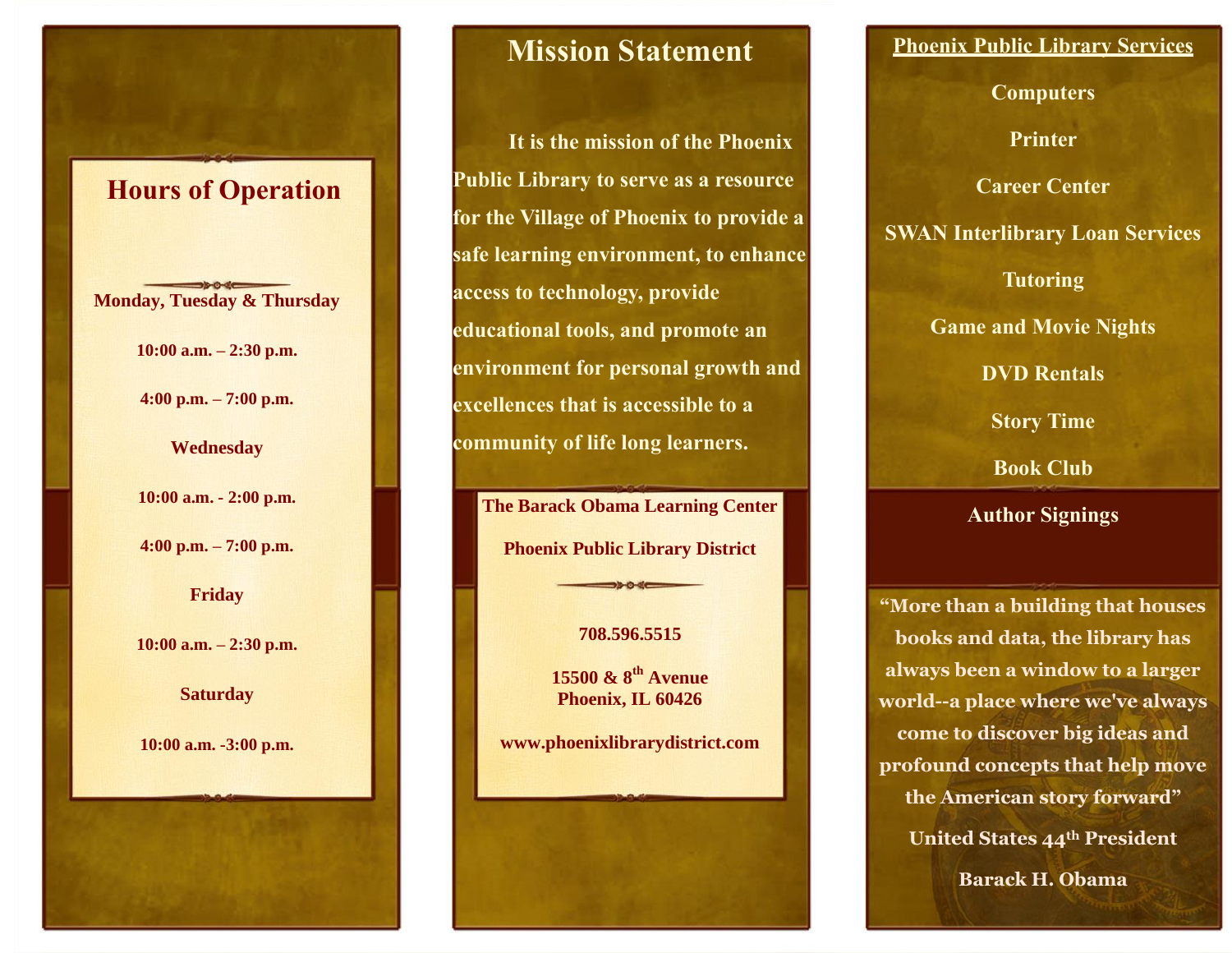## Hours of Operation

**Monday, Tuesday & Thursday**

10:00 a.m. – 2:30 p.m.

4:00 p.m. – 7:00 p.m.

**Wednesday**

10:00 a.m. - 2:00 p.m.

4:00 p.m. – 7:00 p.m.

**Friday**

10:00 a.m. – 2:30 p.m.

**Saturday**

10:00 a.m. -3:00 p.m.

## Mission Statement

It is the mission of the Phoenix Public Library to serve as a resource for the Village of Phoenix to provide a safe learning environment, to enhance access to technology, provide educational tools, and promote an environment for personal growth and excellences that is accessible to a community of life long learners.

**The Barack Obama Learning Center**

**Phoenix Public Library District**

708.596.5515

15500 & 8th Avenue
Phoenix, IL 60426

www.phoenixlibrarydistrict.com

## Phoenix Public Library Services

Computers

Printer

Career Center

SWAN Interlibrary Loan Services

Tutoring

Game and Movie Nights

DVD Rentals

Story Time

Book Club

Author Signings

"More than a building that houses books and data, the library has always been a window to a larger world--a place where we've always come to discover big ideas and profound concepts that help move the American story forward"

United States 44th President

Barack H. Obama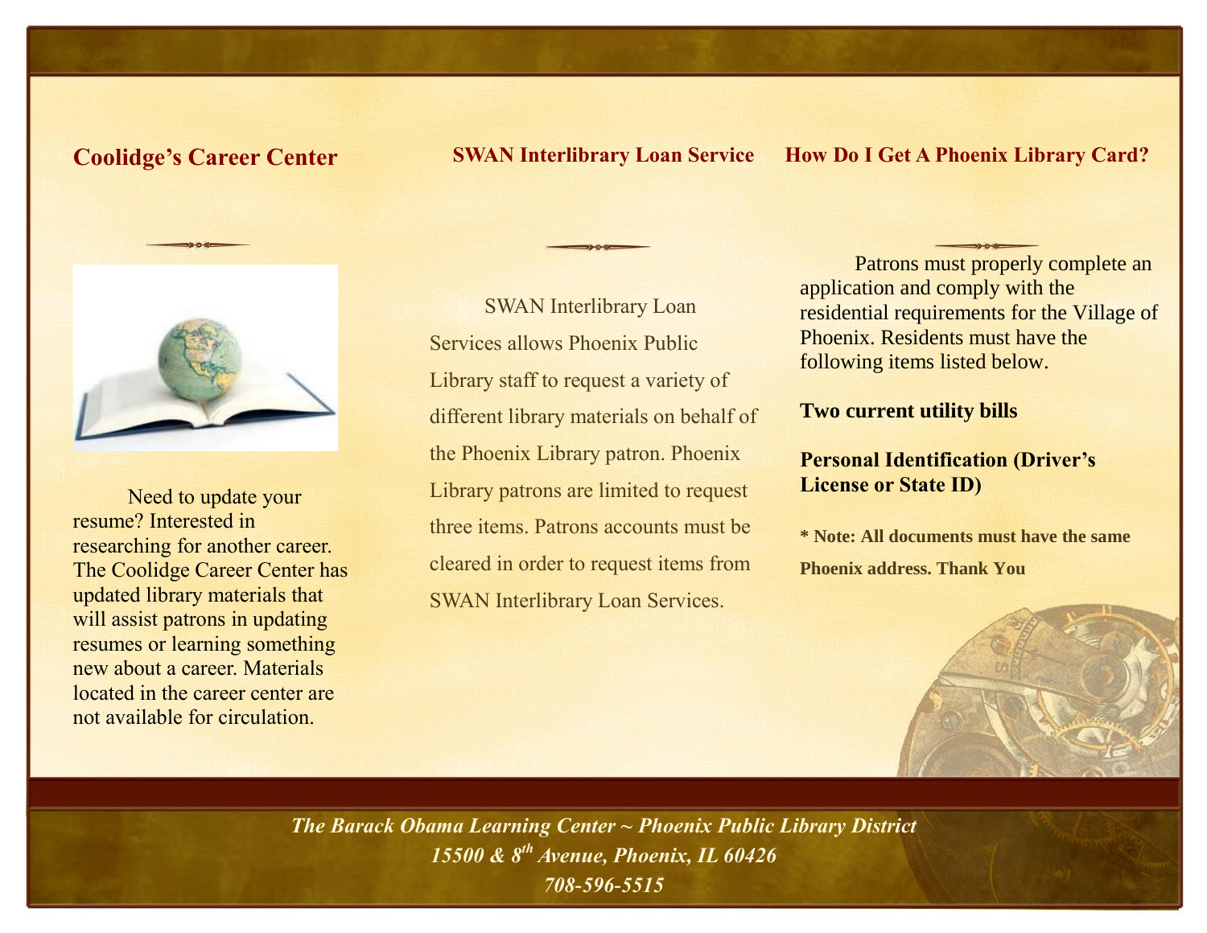## Coolidge's Career Center

Need to update your resume? Interested in researching for another career. The Coolidge Career Center has updated library materials that will assist patrons in updating resumes or learning something new about a career. Materials located in the career center are not available for circulation.

## SWAN Interlibrary Loan Service

SWAN Interlibrary Loan Services allows Phoenix Public Library staff to request a variety of different library materials on behalf of the Phoenix Library patron. Phoenix Library patrons are limited to request three items. Patrons accounts must be cleared in order to request items from SWAN Interlibrary Loan Services.

## How Do I Get A Phoenix Library Card?

Patrons must properly complete an application and comply with the residential requirements for the Village of Phoenix. Residents must have the following items listed below.

**Two current utility bills**

**Personal Identification (Driver's License or State ID)**

**\* Note: All documents must have the same Phoenix address. Thank You**

*The Barack Obama Learning Center ~ Phoenix Public Library District*
*15500 & 8th Avenue, Phoenix, IL 60426*
*708-596-5515*